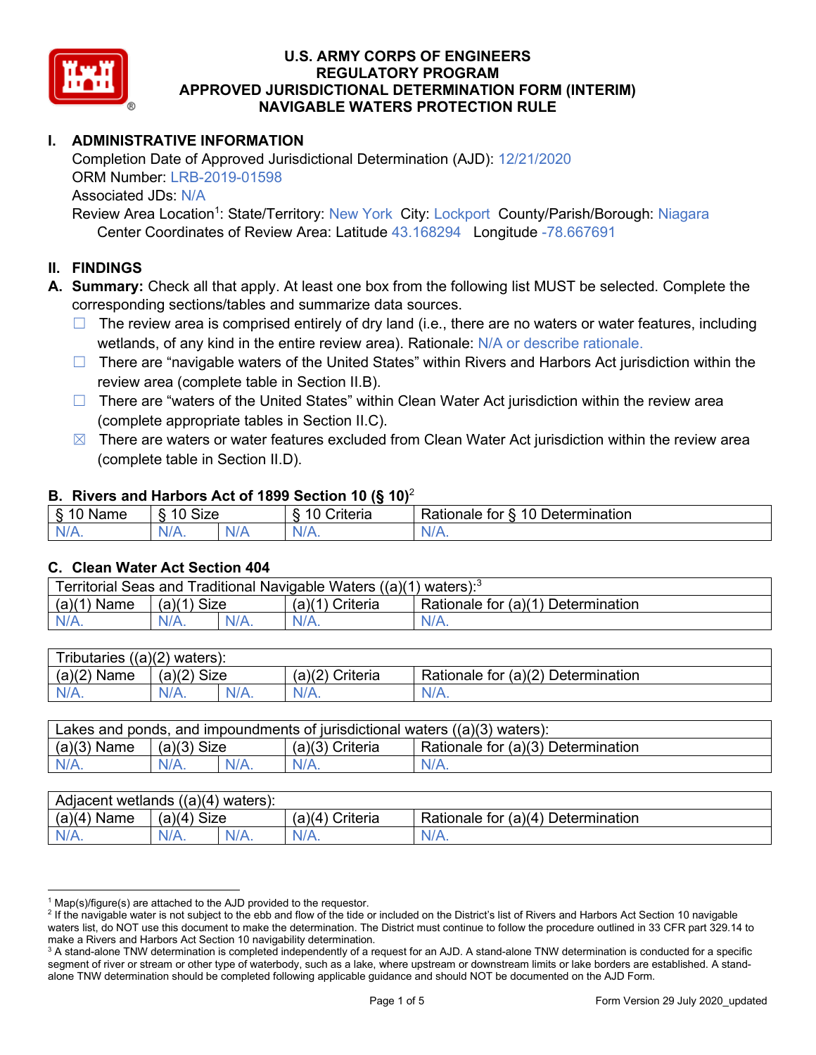# U.S. ARMY CORPS OF ENGINEERS
# REGULATORY PROGRAM
# APPROVED JURISDICTIONAL DETERMINATION FORM (INTERIM)
# NAVIGABLE WATERS PROTECTION RULE

## I. ADMINISTRATIVE INFORMATION

Completion Date of Approved Jurisdictional Determination (AJD): 12/21/2020
ORM Number: LRB-2019-01598
Associated JDs: N/A
Review Area Location[1]: State/Territory: New York City: Lockport County/Parish/Borough: Niagara
Center Coordinates of Review Area: Latitude 43.168294 Longitude -78.667691

## II. FINDINGS

**A. Summary:** Check all that apply. At least one box from the following list MUST be selected. Complete the corresponding sections/tables and summarize data sources.

- ☐ The review area is comprised entirely of dry land (i.e., there are no waters or water features, including wetlands, of any kind in the entire review area). Rationale: N/A or describe rationale.
- ☐ There are "navigable waters of the United States" within Rivers and Harbors Act jurisdiction within the review area (complete table in Section II.B).
- ☐ There are "waters of the United States" within Clean Water Act jurisdiction within the review area (complete appropriate tables in Section II.C).
- ☒ There are waters or water features excluded from Clean Water Act jurisdiction within the review area (complete table in Section II.D).

### B. Rivers and Harbors Act of 1899 Section 10 (§ 10)[2]

| § 10 Name | § 10 Size | | § 10 Criteria | Rationale for § 10 Determination |
|---|---|---|---|---|
| N/A. | N/A. | N/A | N/A. | N/A. |

### C. Clean Water Act Section 404

| Territorial Seas and Traditional Navigable Waters ((a)(1) waters):[3] | | | | |
|---|---|---|---|---|
| (a)(1) Name | (a)(1) Size | | (a)(1) Criteria | Rationale for (a)(1) Determination |
| N/A. | N/A. | N/A. | N/A. | N/A. |

| Tributaries ((a)(2) waters): | | | | |
|---|---|---|---|---|
| (a)(2) Name | (a)(2) Size | | (a)(2) Criteria | Rationale for (a)(2) Determination |
| N/A. | N/A. | N/A. | N/A. | N/A. |

| Lakes and ponds, and impoundments of jurisdictional waters ((a)(3) waters): | | | | |
|---|---|---|---|---|
| (a)(3) Name | (a)(3) Size | | (a)(3) Criteria | Rationale for (a)(3) Determination |
| N/A. | N/A. | N/A. | N/A. | N/A. |

| Adjacent wetlands ((a)(4) waters): | | | | |
|---|---|---|---|---|
| (a)(4) Name | (a)(4) Size | | (a)(4) Criteria | Rationale for (a)(4) Determination |
| N/A. | N/A. | N/A. | N/A. | N/A. |

---

[1] Map(s)/figure(s) are attached to the AJD provided to the requestor.
[2] If the navigable water is not subject to the ebb and flow of the tide or included on the District's list of Rivers and Harbors Act Section 10 navigable waters list, do NOT use this document to make the determination. The District must continue to follow the procedure outlined in 33 CFR part 329.14 to make a Rivers and Harbors Act Section 10 navigability determination.
[3] A stand-alone TNW determination is completed independently of a request for an AJD. A stand-alone TNW determination is conducted for a specific segment of river or stream or other type of waterbody, such as a lake, where upstream or downstream limits or lake borders are established. A stand-alone TNW determination should be completed following applicable guidance and should NOT be documented on the AJD Form.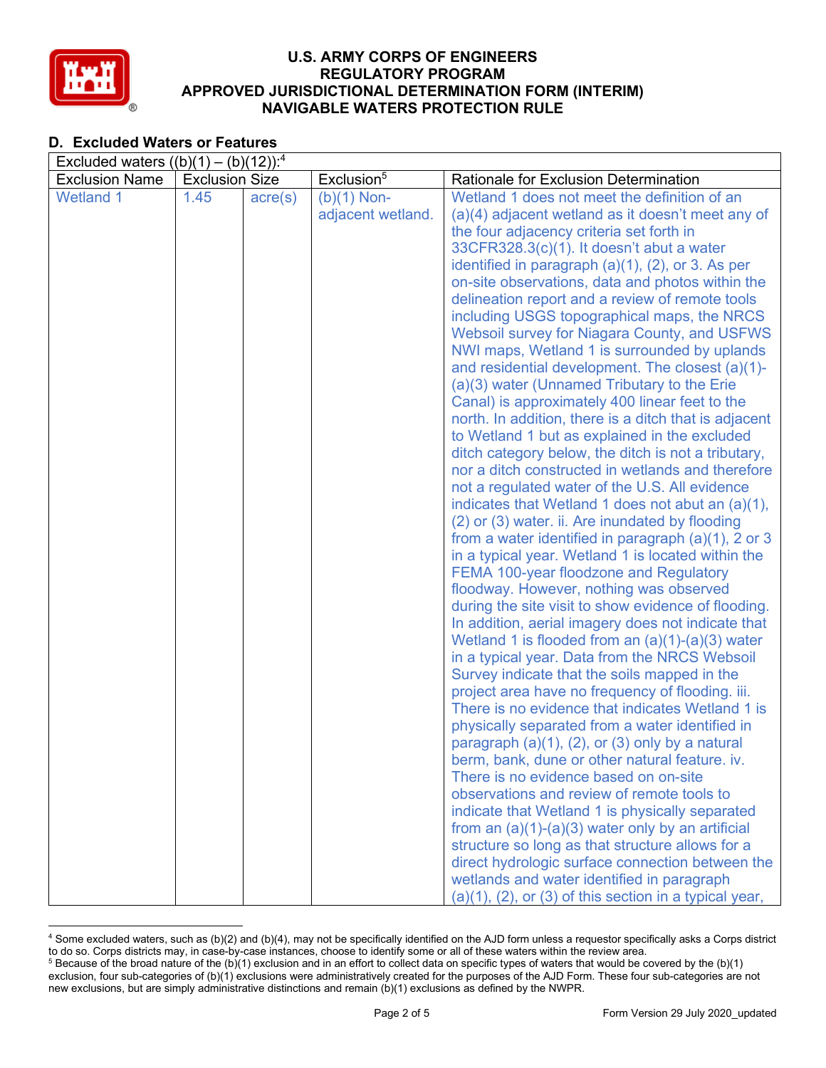## D. Excluded Waters or Features

| Excluded waters ((b)(1) – (b)(12)):[4] | | | | |
|---|---|---|---|---|
| Exclusion Name | Exclusion Size | | Exclusion[5] | Rationale for Exclusion Determination |
| Wetland 1 | 1.45 | acre(s) | (b)(1) Non-adjacent wetland. | Wetland 1 does not meet the definition of an (a)(4) adjacent wetland as it doesn't meet any of the four adjacency criteria set forth in 33CFR328.3(c)(1). It doesn't abut a water identified in paragraph (a)(1), (2), or 3. As per on-site observations, data and photos within the delineation report and a review of remote tools including USGS topographical maps, the NRCS Websoil survey for Niagara County, and USFWS NWI maps, Wetland 1 is surrounded by uplands and residential development. The closest (a)(1)-(a)(3) water (Unnamed Tributary to the Erie Canal) is approximately 400 linear feet to the north. In addition, there is a ditch that is adjacent to Wetland 1 but as explained in the excluded ditch category below, the ditch is not a tributary, nor a ditch constructed in wetlands and therefore not a regulated water of the U.S. All evidence indicates that Wetland 1 does not abut an (a)(1), (2) or (3) water. ii. Are inundated by flooding from a water identified in paragraph (a)(1), 2 or 3 in a typical year. Wetland 1 is located within the FEMA 100-year floodzone and Regulatory floodway. However, nothing was observed during the site visit to show evidence of flooding. In addition, aerial imagery does not indicate that Wetland 1 is flooded from an (a)(1)-(a)(3) water in a typical year. Data from the NRCS Websoil Survey indicate that the soils mapped in the project area have no frequency of flooding. iii. There is no evidence that indicates Wetland 1 is physically separated from a water identified in paragraph (a)(1), (2), or (3) only by a natural berm, bank, dune or other natural feature. iv. There is no evidence based on on-site observations and review of remote tools to indicate that Wetland 1 is physically separated from an (a)(1)-(a)(3) water only by an artificial structure so long as that structure allows for a direct hydrologic surface connection between the wetlands and water identified in paragraph (a)(1), (2), or (3) of this section in a typical year, |

[4] Some excluded waters, such as (b)(2) and (b)(4), may not be specifically identified on the AJD form unless a requestor specifically asks a Corps district to do so. Corps districts may, in case-by-case instances, choose to identify some or all of these waters within the review area.

[5] Because of the broad nature of the (b)(1) exclusion and in an effort to collect data on specific types of waters that would be covered by the (b)(1) exclusion, four sub-categories of (b)(1) exclusions were administratively created for the purposes of the AJD Form. These four sub-categories are not new exclusions, but are simply administrative distinctions and remain (b)(1) exclusions as defined by the NWPR.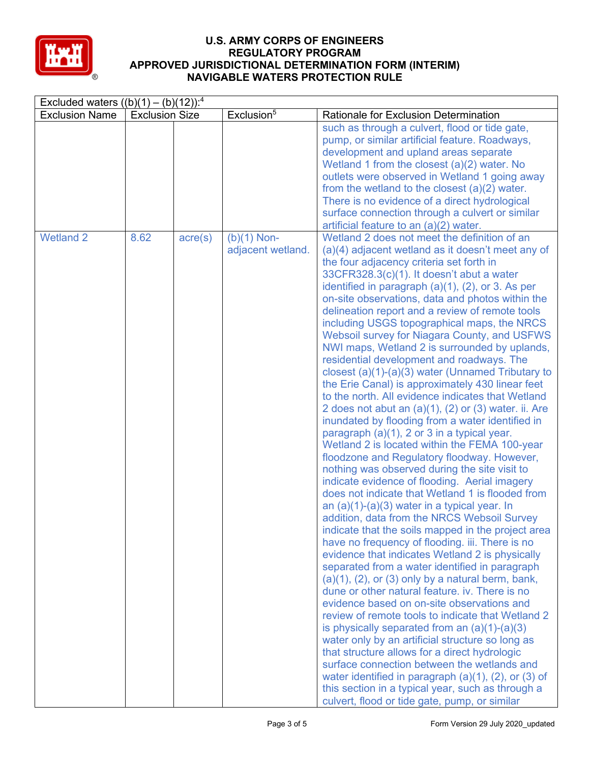# U.S. ARMY CORPS OF ENGINEERS
# REGULATORY PROGRAM
# APPROVED JURISDICTIONAL DETERMINATION FORM (INTERIM)
# NAVIGABLE WATERS PROTECTION RULE

| Excluded waters ((b)(1) – (b)(12)):[4] | | | | |
|---|---|---|---|---|
| Exclusion Name | Exclusion Size | | Exclusion[5] | Rationale for Exclusion Determination |
| | | | | such as through a culvert, flood or tide gate, pump, or similar artificial feature. Roadways, development and upland areas separate Wetland 1 from the closest (a)(2) water. No outlets were observed in Wetland 1 going away from the wetland to the closest (a)(2) water. There is no evidence of a direct hydrological surface connection through a culvert or similar artificial feature to an (a)(2) water. |
| Wetland 2 | 8.62 | acre(s) | (b)(1) Non-adjacent wetland. | Wetland 2 does not meet the definition of an (a)(4) adjacent wetland as it doesn't meet any of the four adjacency criteria set forth in 33CFR328.3(c)(1). It doesn't abut a water identified in paragraph (a)(1), (2), or 3. As per on-site observations, data and photos within the delineation report and a review of remote tools including USGS topographical maps, the NRCS Websoil survey for Niagara County, and USFWS NWI maps, Wetland 2 is surrounded by uplands, residential development and roadways. The closest (a)(1)-(a)(3) water (Unnamed Tributary to the Erie Canal) is approximately 430 linear feet to the north. All evidence indicates that Wetland 2 does not abut an (a)(1), (2) or (3) water. ii. Are inundated by flooding from a water identified in paragraph (a)(1), 2 or 3 in a typical year. Wetland 2 is located within the FEMA 100-year floodzone and Regulatory floodway. However, nothing was observed during the site visit to indicate evidence of flooding. Aerial imagery does not indicate that Wetland 1 is flooded from an (a)(1)-(a)(3) water in a typical year. In addition, data from the NRCS Websoil Survey indicate that the soils mapped in the project area have no frequency of flooding. iii. There is no evidence that indicates Wetland 2 is physically separated from a water identified in paragraph (a)(1), (2), or (3) only by a natural berm, bank, dune or other natural feature. iv. There is no evidence based on on-site observations and review of remote tools to indicate that Wetland 2 is physically separated from an (a)(1)-(a)(3) water only by an artificial structure so long as that structure allows for a direct hydrologic surface connection between the wetlands and water identified in paragraph (a)(1), (2), or (3) of this section in a typical year, such as through a culvert, flood or tide gate, pump, or similar |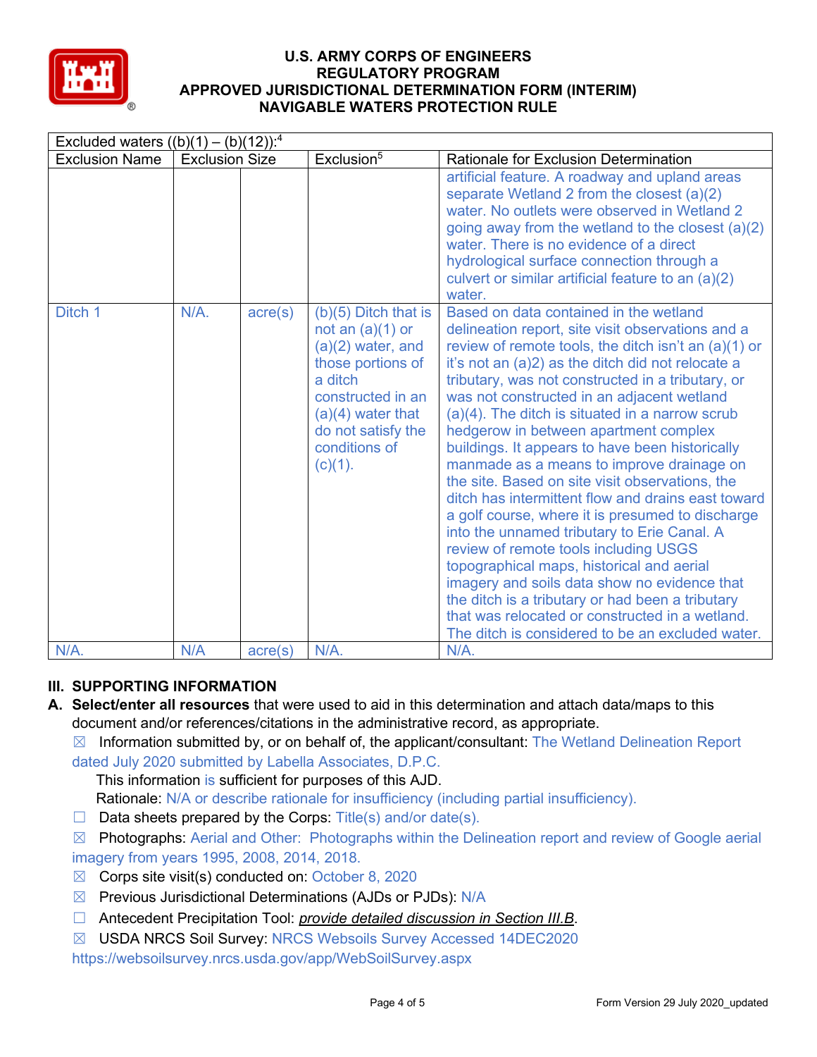| Excluded waters ((b)(1) – (b)(12)):[4] | | | | |
|---|---|---|---|---|
| Exclusion Name | Exclusion Size | | Exclusion[5] | Rationale for Exclusion Determination |
| | | | | artificial feature. A roadway and upland areas separate Wetland 2 from the closest (a)(2) water. No outlets were observed in Wetland 2 going away from the wetland to the closest (a)(2) water. There is no evidence of a direct hydrological surface connection through a culvert or similar artificial feature to an (a)(2) water. |
| Ditch 1 | N/A. | acre(s) | (b)(5) Ditch that is not an (a)(1) or (a)(2) water, and those portions of a ditch constructed in an (a)(4) water that do not satisfy the conditions of (c)(1). | Based on data contained in the wetland delineation report, site visit observations and a review of remote tools, the ditch isn't an (a)(1) or it's not an (a)2) as the ditch did not relocate a tributary, was not constructed in a tributary, or was not constructed in an adjacent wetland (a)(4). The ditch is situated in a narrow scrub hedgerow in between apartment complex buildings. It appears to have been historically manmade as a means to improve drainage on the site. Based on site visit observations, the ditch has intermittent flow and drains east toward a golf course, where it is presumed to discharge into the unnamed tributary to Erie Canal. A review of remote tools including USGS topographical maps, historical and aerial imagery and soils data show no evidence that the ditch is a tributary or had been a tributary that was relocated or constructed in a wetland. The ditch is considered to be an excluded water. |
| N/A. | N/A | acre(s) | N/A. | N/A. |

## III. SUPPORTING INFORMATION

**A. Select/enter all resources** that were used to aid in this determination and attach data/maps to this document and/or references/citations in the administrative record, as appropriate.

☒ Information submitted by, or on behalf of, the applicant/consultant: The Wetland Delineation Report dated July 2020 submitted by Labella Associates, D.P.C.

This information is sufficient for purposes of this AJD.

Rationale: N/A or describe rationale for insufficiency (including partial insufficiency).

☐ Data sheets prepared by the Corps: Title(s) and/or date(s).

☒ Photographs: Aerial and Other: Photographs within the Delineation report and review of Google aerial imagery from years 1995, 2008, 2014, 2018.

☒ Corps site visit(s) conducted on: October 8, 2020

☒ Previous Jurisdictional Determinations (AJDs or PJDs): N/A

☐ Antecedent Precipitation Tool: *provide detailed discussion in Section III.B*.

☒ USDA NRCS Soil Survey: NRCS Websoils Survey Accessed 14DEC2020 https://websoilsurvey.nrcs.usda.gov/app/WebSoilSurvey.aspx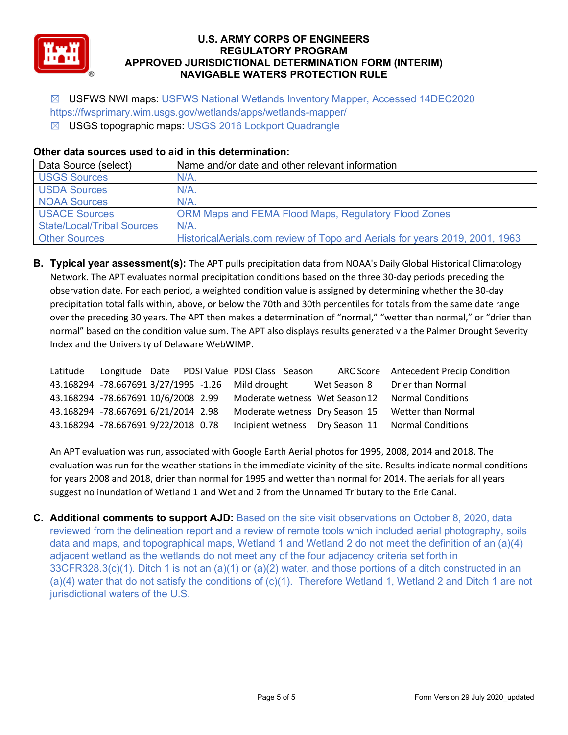☒ USFWS NWI maps: USFWS National Wetlands Inventory Mapper, Accessed 14DEC2020 https://fwsprimary.wim.usgs.gov/wetlands/apps/wetlands-mapper/

☒ USGS topographic maps: USGS 2016 Lockport Quadrangle

**Other data sources used to aid in this determination:**

| Data Source (select) | Name and/or date and other relevant information |
|---|---|
| USGS Sources | N/A. |
| USDA Sources | N/A. |
| NOAA Sources | N/A. |
| USACE Sources | ORM Maps and FEMA Flood Maps, Regulatory Flood Zones |
| State/Local/Tribal Sources | N/A. |
| Other Sources | HistoricalAerials.com review of Topo and Aerials for years 2019, 2001, 1963 |

**B. Typical year assessment(s):** The APT pulls precipitation data from NOAA's Daily Global Historical Climatology Network. The APT evaluates normal precipitation conditions based on the three 30-day periods preceding the observation date. For each period, a weighted condition value is assigned by determining whether the 30-day precipitation total falls within, above, or below the 70th and 30th percentiles for totals from the same date range over the preceding 30 years. The APT then makes a determination of "normal," "wetter than normal," or "drier than normal" based on the condition value sum. The APT also displays results generated via the Palmer Drought Severity Index and the University of Delaware WebWIMP.

| Latitude | Longitude | Date | PDSI Value | PDSI Class | Season | ARC Score | Antecedent Precip Condition |
|---|---|---|---|---|---|---|---|
| 43.168294 | -78.667691 | 3/27/1995 | -1.26 | Mild drought | Wet Season | 8 | Drier than Normal |
| 43.168294 | -78.667691 | 10/6/2008 | 2.99 | Moderate wetness | Wet Season | 12 | Normal Conditions |
| 43.168294 | -78.667691 | 6/21/2014 | 2.98 | Moderate wetness | Dry Season | 15 | Wetter than Normal |
| 43.168294 | -78.667691 | 9/22/2018 | 0.78 | Incipient wetness | Dry Season | 11 | Normal Conditions |

An APT evaluation was run, associated with Google Earth Aerial photos for 1995, 2008, 2014 and 2018. The evaluation was run for the weather stations in the immediate vicinity of the site. Results indicate normal conditions for years 2008 and 2018, drier than normal for 1995 and wetter than normal for 2014. The aerials for all years suggest no inundation of Wetland 1 and Wetland 2 from the Unnamed Tributary to the Erie Canal.

**C. Additional comments to support AJD:** Based on the site visit observations on October 8, 2020, data reviewed from the delineation report and a review of remote tools which included aerial photography, soils data and maps, and topographical maps, Wetland 1 and Wetland 2 do not meet the definition of an (a)(4) adjacent wetland as the wetlands do not meet any of the four adjacency criteria set forth in 33CFR328.3(c)(1). Ditch 1 is not an (a)(1) or (a)(2) water, and those portions of a ditch constructed in an (a)(4) water that do not satisfy the conditions of (c)(1). Therefore Wetland 1, Wetland 2 and Ditch 1 are not jurisdictional waters of the U.S.